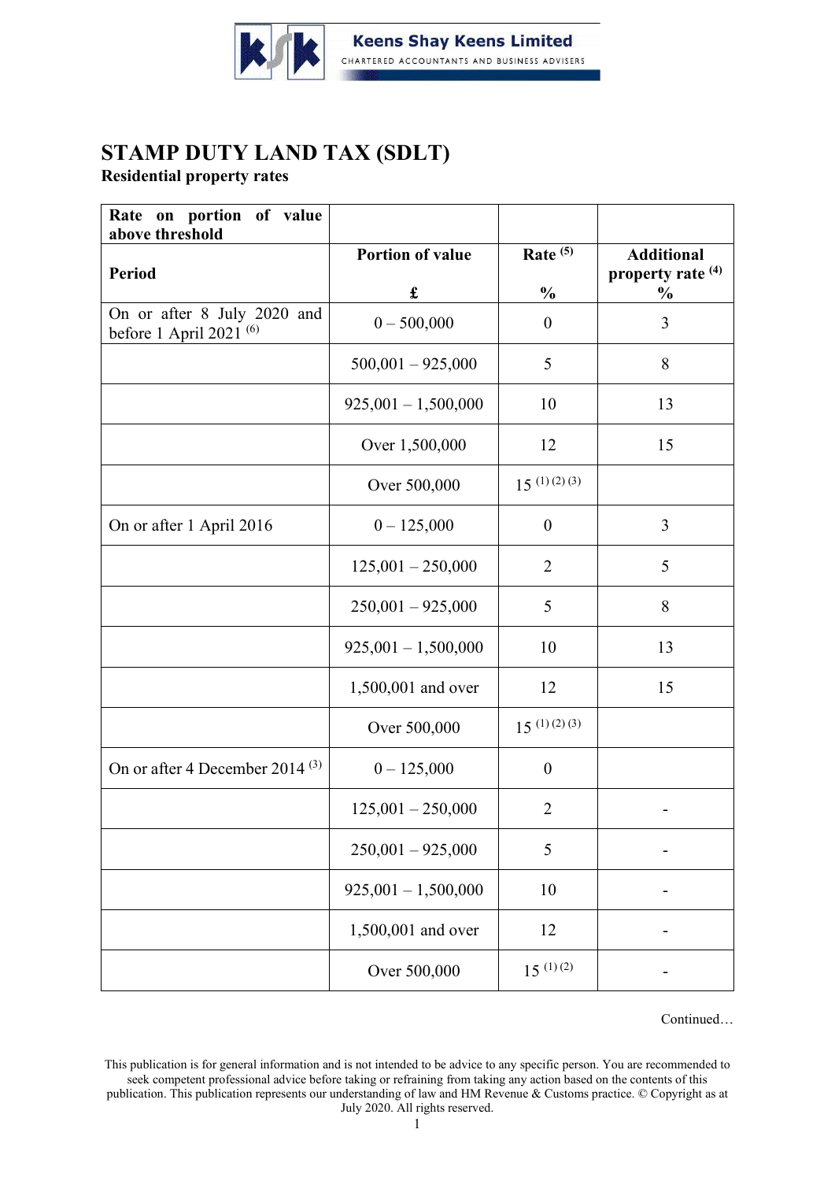Keens Shay Keens Limited

CHARTERED ACCOUNTANTS AND BUSINESS ADVISERS

# STAMP DUTY LAND TAX (SDLT)

**Residential property rates**

| **Rate on portion of value above threshold** | | | |
|---|---|---|---|
| **Period** | **Portion of value** <br> **£** | **Rate** [5] <br> **%** | **Additional property rate** [4] <br> **%** |
| On or after 8 July 2020 and before 1 April 2021 [6] | 0 – 500,000 | 0 | 3 |
| | 500,001 – 925,000 | 5 | 8 |
| | 925,001 – 1,500,000 | 10 | 13 |
| | Over 1,500,000 | 12 | 15 |
| | Over 500,000 | 15 [1] [2] [3] | |
| On or after 1 April 2016 | 0 – 125,000 | 0 | 3 |
| | 125,001 – 250,000 | 2 | 5 |
| | 250,001 – 925,000 | 5 | 8 |
| | 925,001 – 1,500,000 | 10 | 13 |
| | 1,500,001 and over | 12 | 15 |
| | Over 500,000 | 15 [1] [2] [3] | |
| On or after 4 December 2014 [3] | 0 – 125,000 | 0 | |
| | 125,001 – 250,000 | 2 | - |
| | 250,001 – 925,000 | 5 | - |
| | 925,001 – 1,500,000 | 10 | - |
| | 1,500,001 and over | 12 | - |
| | Over 500,000 | 15 [1] [2] | - |

Continued…

This publication is for general information and is not intended to be advice to any specific person. You are recommended to seek competent professional advice before taking or refraining from taking any action based on the contents of this publication. This publication represents our understanding of law and HM Revenue & Customs practice. © Copyright as at July 2020. All rights reserved.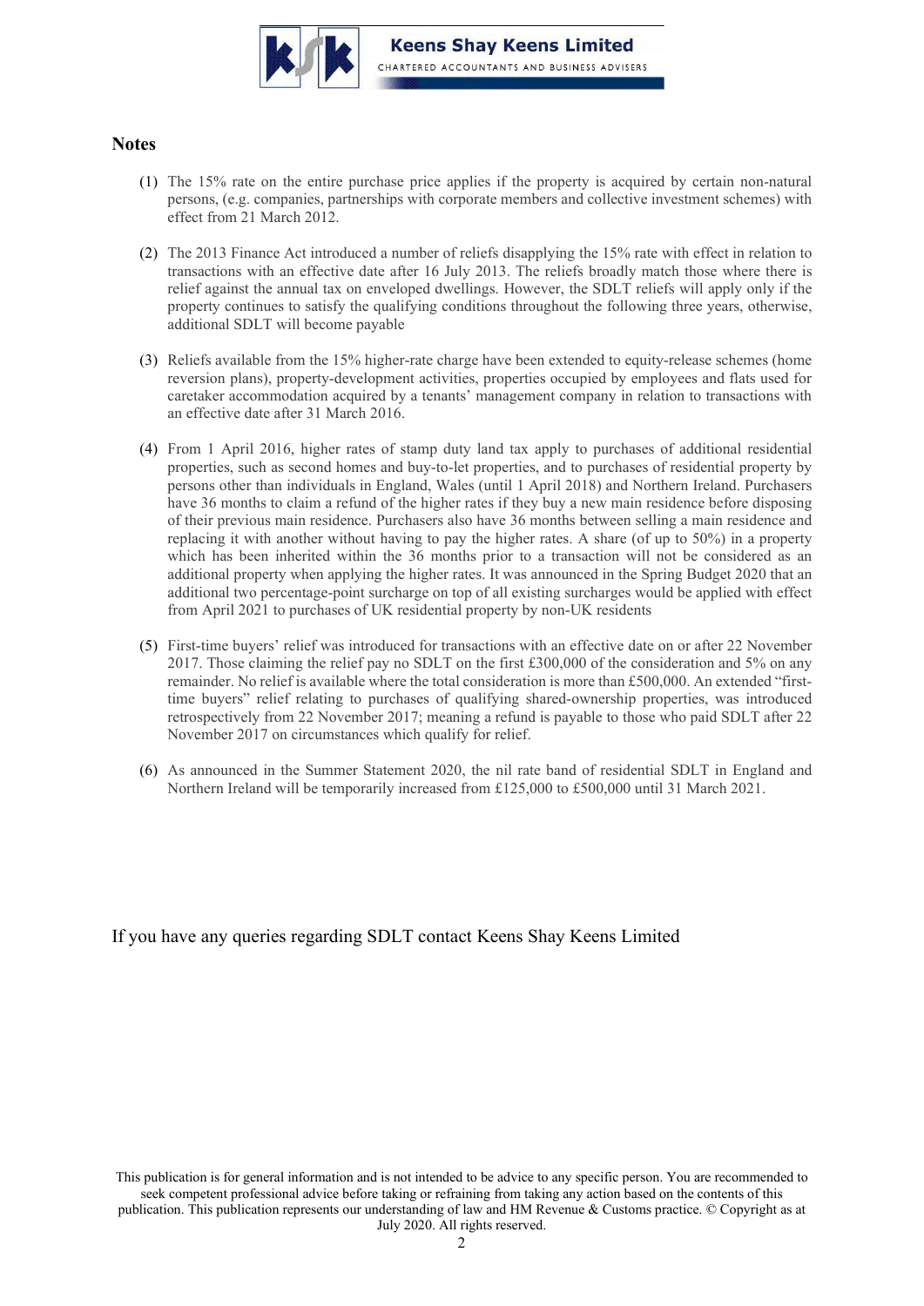## Notes

(1) The 15% rate on the entire purchase price applies if the property is acquired by certain non-natural persons, (e.g. companies, partnerships with corporate members and collective investment schemes) with effect from 21 March 2012.

(2) The 2013 Finance Act introduced a number of reliefs disapplying the 15% rate with effect in relation to transactions with an effective date after 16 July 2013. The reliefs broadly match those where there is relief against the annual tax on enveloped dwellings. However, the SDLT reliefs will apply only if the property continues to satisfy the qualifying conditions throughout the following three years, otherwise, additional SDLT will become payable

(3) Reliefs available from the 15% higher-rate charge have been extended to equity-release schemes (home reversion plans), property-development activities, properties occupied by employees and flats used for caretaker accommodation acquired by a tenants' management company in relation to transactions with an effective date after 31 March 2016.

(4) From 1 April 2016, higher rates of stamp duty land tax apply to purchases of additional residential properties, such as second homes and buy-to-let properties, and to purchases of residential property by persons other than individuals in England, Wales (until 1 April 2018) and Northern Ireland. Purchasers have 36 months to claim a refund of the higher rates if they buy a new main residence before disposing of their previous main residence. Purchasers also have 36 months between selling a main residence and replacing it with another without having to pay the higher rates. A share (of up to 50%) in a property which has been inherited within the 36 months prior to a transaction will not be considered as an additional property when applying the higher rates. It was announced in the Spring Budget 2020 that an additional two percentage-point surcharge on top of all existing surcharges would be applied with effect from April 2021 to purchases of UK residential property by non-UK residents

(5) First-time buyers' relief was introduced for transactions with an effective date on or after 22 November 2017. Those claiming the relief pay no SDLT on the first £300,000 of the consideration and 5% on any remainder. No relief is available where the total consideration is more than £500,000. An extended "first-time buyers" relief relating to purchases of qualifying shared-ownership properties, was introduced retrospectively from 22 November 2017; meaning a refund is payable to those who paid SDLT after 22 November 2017 on circumstances which qualify for relief.

(6) As announced in the Summer Statement 2020, the nil rate band of residential SDLT in England and Northern Ireland will be temporarily increased from £125,000 to £500,000 until 31 March 2021.

If you have any queries regarding SDLT contact Keens Shay Keens Limited

This publication is for general information and is not intended to be advice to any specific person. You are recommended to seek competent professional advice before taking or refraining from taking any action based on the contents of this publication. This publication represents our understanding of law and HM Revenue & Customs practice. © Copyright as at July 2020. All rights reserved.